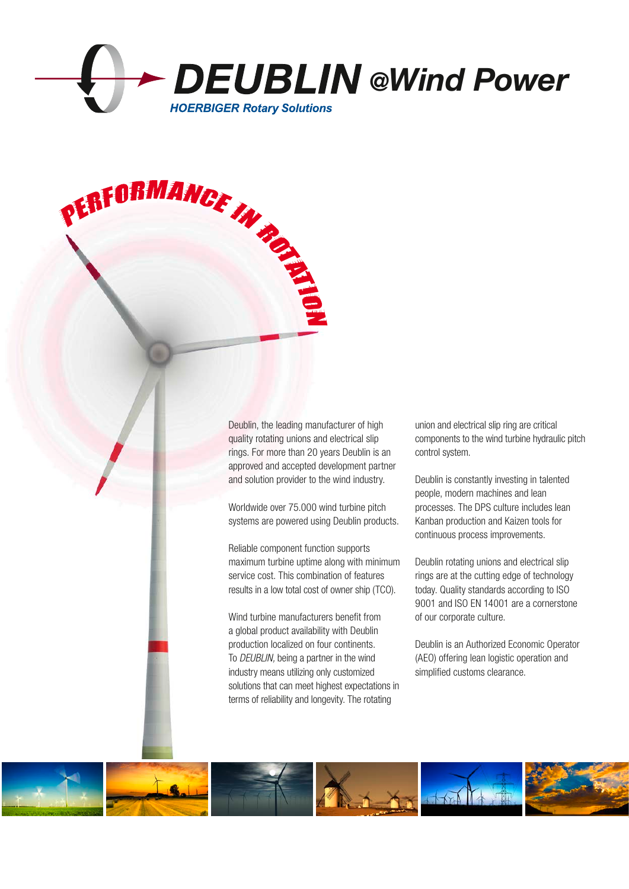# DEUBLIN @Wind Power

**HOERBIGER Rotary Solutions**

## PERFORMANCE IN ROTATION

Deublin, the leading manufacturer of high quality rotating unions and electrical slip rings. For more than 20 years Deublin is an approved and accepted development partner and solution provider to the wind industry.

Worldwide over 75.000 wind turbine pitch systems are powered using Deublin products.

Reliable component function supports maximum turbine uptime along with minimum service cost. This combination of features results in a low total cost of owner ship (TCO).

Wind turbine manufacturers benefit from a global product availability with Deublin production localized on four continents. To *DEUBLIN,* being a partner in the wind industry means utilizing only customized solutions that can meet highest expectations in terms of reliability and longevity. The rotating union and electrical slip ring are critical components to the wind turbine hydraulic pitch control system.

Deublin is constantly investing in talented people, modern machines and lean processes. The DPS culture includes lean Kanban production and Kaizen tools for continuous process improvements.

Deublin rotating unions and electrical slip rings are at the cutting edge of technology today. Quality standards according to ISO 9001 and ISO EN 14001 are a cornerstone of our corporate culture.

Deublin is an Authorized Economic Operator (AEO) offering lean logistic operation and simplified customs clearance.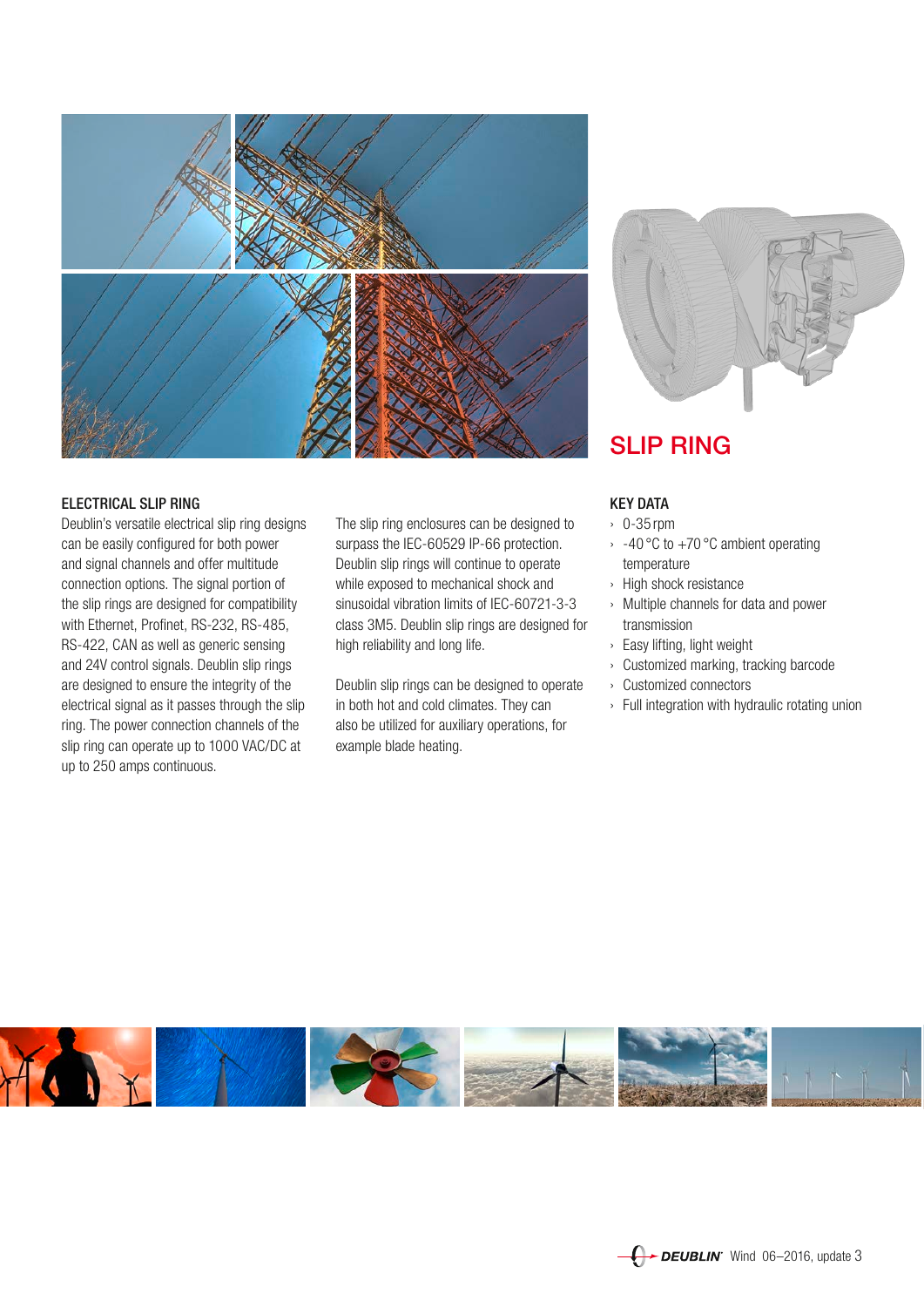# SLIP RING

## ELECTRICAL SLIP RING

Deublin's versatile electrical slip ring designs can be easily configured for both power and signal channels and offer multitude connection options. The signal portion of the slip rings are designed for compatibility with Ethernet, Profinet, RS-232, RS-485, RS-422, CAN as well as generic sensing and 24V control signals. Deublin slip rings are designed to ensure the integrity of the electrical signal as it passes through the slip ring. The power connection channels of the slip ring can operate up to 1000 VAC/DC at up to 250 amps continuous.

The slip ring enclosures can be designed to surpass the IEC-60529 IP-66 protection. Deublin slip rings will continue to operate while exposed to mechanical shock and sinusoidal vibration limits of IEC-60721-3-3 class 3M5. Deublin slip rings are designed for high reliability and long life.

Deublin slip rings can be designed to operate in both hot and cold climates. They can also be utilized for auxiliary operations, for example blade heating.

## KEY DATA

- 0-35 rpm
- -40 °C to +70 °C ambient operating temperature
- High shock resistance
- Multiple channels for data and power transmission
- Easy lifting, light weight
- Customized marking, tracking barcode
- Customized connectors
- Full integration with hydraulic rotating union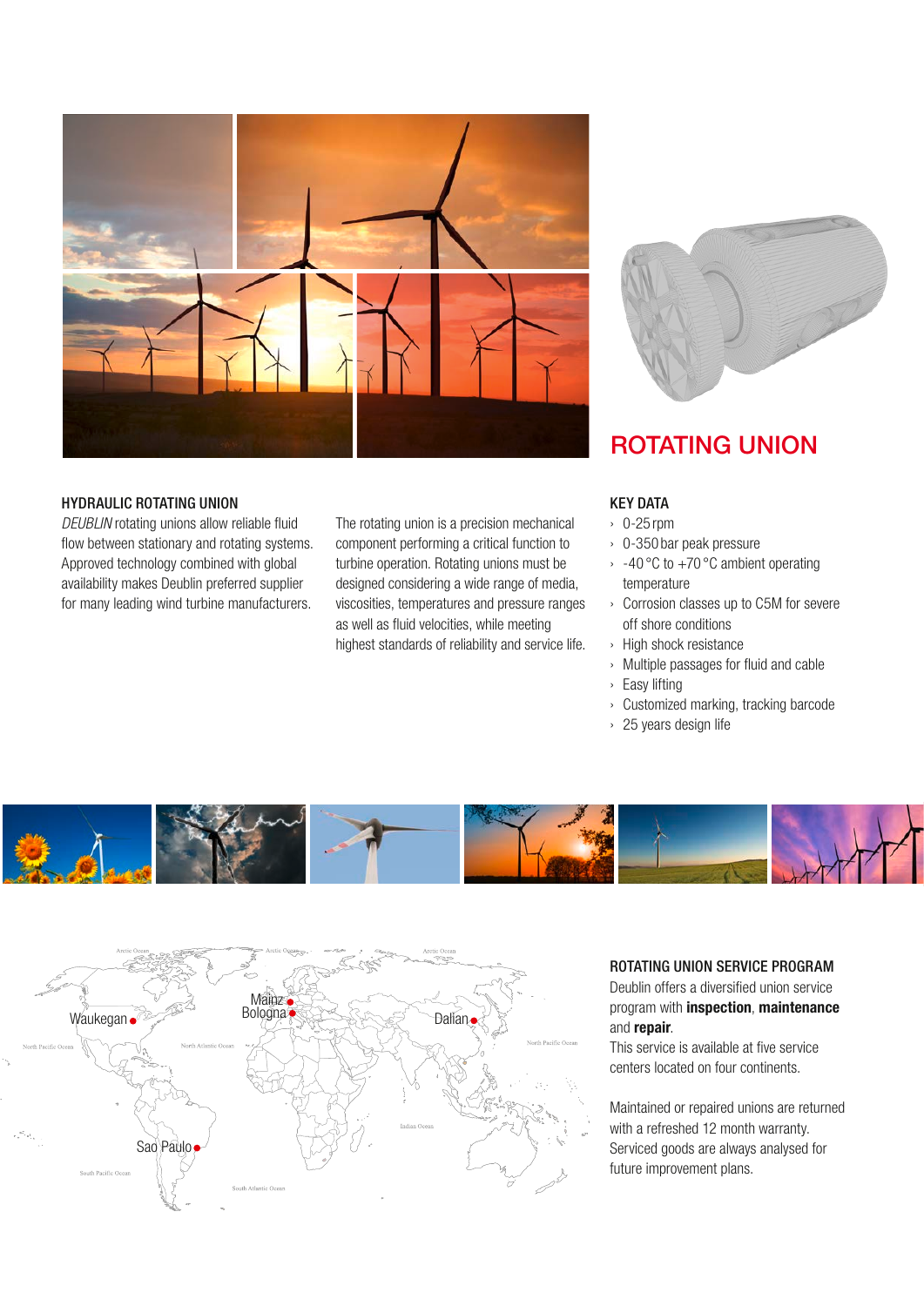## ROTATING UNION

### HYDRAULIC ROTATING UNION

*DEUBLIN* rotating unions allow reliable fluid flow between stationary and rotating systems. Approved technology combined with global availability makes Deublin preferred supplier for many leading wind turbine manufacturers.

The rotating union is a precision mechanical component performing a critical function to turbine operation. Rotating unions must be designed considering a wide range of media, viscosities, temperatures and pressure ranges as well as fluid velocities, while meeting highest standards of reliability and service life.

### KEY DATA

- 0-25 rpm
- 0-350 bar peak pressure
- -40 °C to +70 °C ambient operating temperature
- Corrosion classes up to C5M for severe off shore conditions
- High shock resistance
- Multiple passages for fluid and cable
- Easy lifting
- Customized marking, tracking barcode
- 25 years design life

Waukegan
Mainz
Bologna
Dalian
Sao Paulo

### ROTATING UNION SERVICE PROGRAM

Deublin offers a diversified union service program with **inspection**, **maintenance** and **repair**.
This service is available at five service centers located on four continents.

Maintained or repaired unions are returned with a refreshed 12 month warranty. Serviced goods are always analysed for future improvement plans.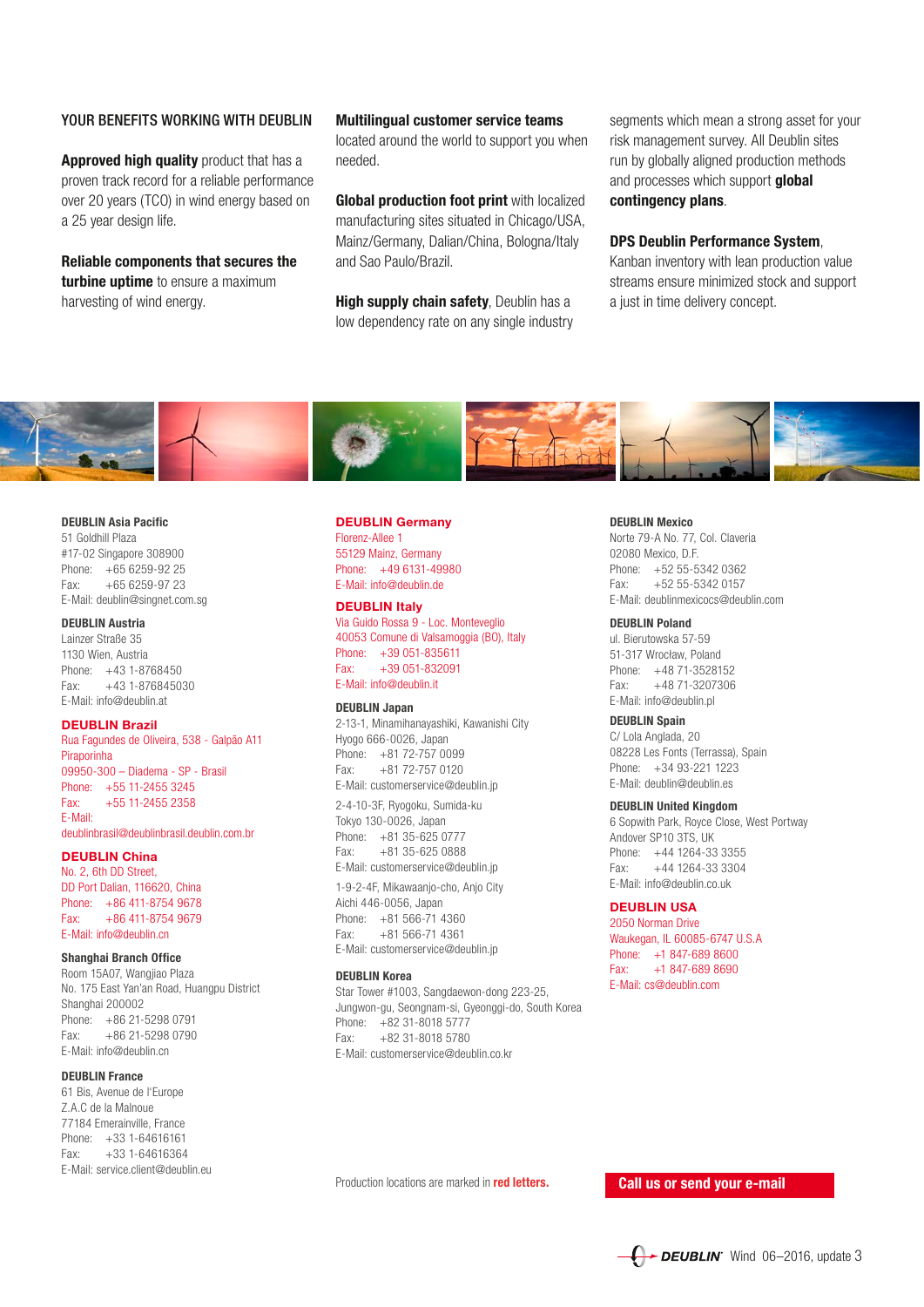## YOUR BENEFITS WORKING WITH DEUBLIN

**Approved high quality** product that has a proven track record for a reliable performance over 20 years (TCO) in wind energy based on a 25 year design life.

**Reliable components that secures the turbine uptime** to ensure a maximum harvesting of wind energy.

**Multilingual customer service teams** located around the world to support you when needed.

**Global production foot print** with localized manufacturing sites situated in Chicago/USA, Mainz/Germany, Dalian/China, Bologna/Italy and Sao Paulo/Brazil.

**High supply chain safety**, Deublin has a low dependency rate on any single industry segments which mean a strong asset for your risk management survey. All Deublin sites run by globally aligned production methods and processes which support **global contingency plans**.

**DPS Deublin Performance System**, Kanban inventory with lean production value streams ensure minimized stock and support a just in time delivery concept.

**DEUBLIN Asia Pacific**
51 Goldhill Plaza
#17-02 Singapore 308900
Phone: +65 6259-92 25
Fax: +65 6259-97 23
E-Mail: deublin@singnet.com.sg

**DEUBLIN Austria**
Lainzer Straße 35
1130 Wien, Austria
Phone: +43 1-8768450
Fax: +43 1-876845030
E-Mail: info@deublin.at

**DEUBLIN Brazil**
Rua Fagundes de Oliveira, 538 - Galpão A11
Piraporinha
09950-300 – Diadema - SP - Brasil
Phone: +55 11-2455 3245
Fax: +55 11-2455 2358
E-Mail:
deublinbrasil@deublinbrasil.deublin.com.br

**DEUBLIN China**
No. 2, 6th DD Street,
DD Port Dalian, 116620, China
Phone: +86 411-8754 9678
Fax: +86 411-8754 9679
E-Mail: info@deublin.cn

**Shanghai Branch Office**
Room 15A07, Wangjiao Plaza
No. 175 East Yan'an Road, Huangpu District
Shanghai 200002
Phone: +86 21-5298 0791
Fax: +86 21-5298 0790
E-Mail: info@deublin.cn

**DEUBLIN France**
61 Bis, Avenue de l'Europe
Z.A.C de la Malnoue
77184 Emerainville, France
Phone: +33 1-64616161
Fax: +33 1-64616364
E-Mail: service.client@deublin.eu

**DEUBLIN Germany**
Florenz-Allee 1
55129 Mainz, Germany
Phone: +49 6131-49980
E-Mail: info@deublin.de

**DEUBLIN Italy**
Via Guido Rossa 9 - Loc. Monteveglio
40053 Comune di Valsamoggia (BO), Italy
Phone: +39 051-835611
Fax: +39 051-832091
E-Mail: info@deublin.it

**DEUBLIN Japan**
2-13-1, Minamihanayashiki, Kawanishi City
Hyogo 666-0026, Japan
Phone: +81 72-757 0099
Fax: +81 72-757 0120
E-Mail: customerservice@deublin.jp

2-4-10-3F, Ryogoku, Sumida-ku
Tokyo 130-0026, Japan
Phone: +81 35-625 0777
Fax: +81 35-625 0888
E-Mail: customerservice@deublin.jp

1-9-2-4F, Mikawaanjo-cho, Anjo City
Aichi 446-0056, Japan
Phone: +81 566-71 4360
Fax: +81 566-71 4361
E-Mail: customerservice@deublin.jp

**DEUBLIN Korea**
Star Tower #1003, Sangdaewon-dong 223-25,
Jungwon-gu, Seongnam-si, Gyeonggi-do, South Korea
Phone: +82 31-8018 5777
Fax: +82 31-8018 5780
E-Mail: customerservice@deublin.co.kr

**DEUBLIN Mexico**
Norte 79-A No. 77, Col. Claveria
02080 Mexico, D.F.
Phone: +52 55-5342 0362
Fax: +52 55-5342 0157
E-Mail: deublinmexicocs@deublin.com

**DEUBLIN Poland**
ul. Bierutowska 57-59
51-317 Wrocław, Poland
Phone: +48 71-3528152
Fax: +48 71-3207306
E-Mail: info@deublin.pl

**DEUBLIN Spain**
C/ Lola Anglada, 20
08228 Les Fonts (Terrassa), Spain
Phone: +34 93-221 1223
E-Mail: deublin@deublin.es

**DEUBLIN United Kingdom**
6 Sopwith Park, Royce Close, West Portway
Andover SP10 3TS, UK
Phone: +44 1264-33 3355
Fax: +44 1264-33 3304
E-Mail: info@deublin.co.uk

**DEUBLIN USA**
2050 Norman Drive
Waukegan, IL 60085-6747 U.S.A
Phone: +1 847-689 8600
Fax: +1 847-689 8690
E-Mail: cs@deublin.com

Production locations are marked in **red letters.**

**Call us or send your e-mail**

DEUBLIN Wind 06–2016, update 3